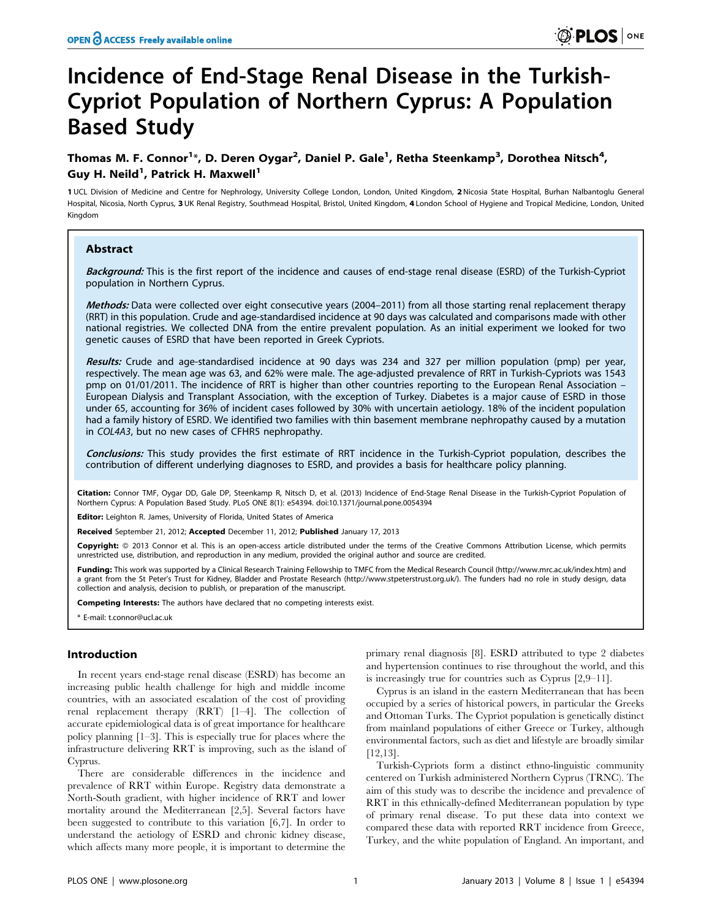# Incidence of End-Stage Renal Disease in the Turkish-Cypriot Population of Northern Cyprus: A Population Based Study

**Thomas M. F. Connor[1]*, D. Deren Oygar[2], Daniel P. Gale[1], Retha Steenkamp[3], Dorothea Nitsch[4], Guy H. Neild[1], Patrick H. Maxwell[1]**

1 UCL Division of Medicine and Centre for Nephrology, University College London, London, United Kingdom, 2 Nicosia State Hospital, Burhan Nalbantoglu General Hospital, Nicosia, North Cyprus, 3 UK Renal Registry, Southmead Hospital, Bristol, United Kingdom, 4 London School of Hygiene and Tropical Medicine, London, United Kingdom

## Abstract

***Background:*** This is the first report of the incidence and causes of end-stage renal disease (ESRD) of the Turkish-Cypriot population in Northern Cyprus.

***Methods:*** Data were collected over eight consecutive years (2004–2011) from all those starting renal replacement therapy (RRT) in this population. Crude and age-standardised incidence at 90 days was calculated and comparisons made with other national registries. We collected DNA from the entire prevalent population. As an initial experiment we looked for two genetic causes of ESRD that have been reported in Greek Cypriots.

***Results:*** Crude and age-standardised incidence at 90 days was 234 and 327 per million population (pmp) per year, respectively. The mean age was 63, and 62% were male. The age-adjusted prevalence of RRT in Turkish-Cypriots was 1543 pmp on 01/01/2011. The incidence of RRT is higher than other countries reporting to the European Renal Association – European Dialysis and Transplant Association, with the exception of Turkey. Diabetes is a major cause of ESRD in those under 65, accounting for 36% of incident cases followed by 30% with uncertain aetiology. 18% of the incident population had a family history of ESRD. We identified two families with thin basement membrane nephropathy caused by a mutation in *COL4A3*, but no new cases of CFHR5 nephropathy.

***Conclusions:*** This study provides the first estimate of RRT incidence in the Turkish-Cypriot population, describes the contribution of different underlying diagnoses to ESRD, and provides a basis for healthcare policy planning.

**Citation:** Connor TMF, Oygar DD, Gale DP, Steenkamp R, Nitsch D, et al. (2013) Incidence of End-Stage Renal Disease in the Turkish-Cypriot Population of Northern Cyprus: A Population Based Study. PLoS ONE 8(1): e54394. doi:10.1371/journal.pone.0054394

**Editor:** Leighton R. James, University of Florida, United States of America

**Received** September 21, 2012; **Accepted** December 11, 2012; **Published** January 17, 2013

**Copyright:** © 2013 Connor et al. This is an open-access article distributed under the terms of the Creative Commons Attribution License, which permits unrestricted use, distribution, and reproduction in any medium, provided the original author and source are credited.

**Funding:** This work was supported by a Clinical Research Training Fellowship to TMFC from the Medical Research Council (http://www.mrc.ac.uk/index.htm) and a grant from the St Peter's Trust for Kidney, Bladder and Prostate Research (http://www.stpeterstrust.org.uk/). The funders had no role in study design, data collection and analysis, decision to publish, or preparation of the manuscript.

**Competing Interests:** The authors have declared that no competing interests exist.

\* E-mail: t.connor@ucl.ac.uk

## Introduction

In recent years end-stage renal disease (ESRD) has become an increasing public health challenge for high and middle income countries, with an associated escalation of the cost of providing renal replacement therapy (RRT) [1–4]. The collection of accurate epidemiological data is of great importance for healthcare policy planning [1–3]. This is especially true for places where the infrastructure delivering RRT is improving, such as the island of Cyprus.

There are considerable differences in the incidence and prevalence of RRT within Europe. Registry data demonstrate a North-South gradient, with higher incidence of RRT and lower mortality around the Mediterranean [2,5]. Several factors have been suggested to contribute to this variation [6,7]. In order to understand the aetiology of ESRD and chronic kidney disease, which affects many more people, it is important to determine the primary renal diagnosis [8]. ESRD attributed to type 2 diabetes and hypertension continues to rise throughout the world, and this is increasingly true for countries such as Cyprus [2,9–11].

Cyprus is an island in the eastern Mediterranean that has been occupied by a series of historical powers, in particular the Greeks and Ottoman Turks. The Cypriot population is genetically distinct from mainland populations of either Greece or Turkey, although environmental factors, such as diet and lifestyle are broadly similar [12,13].

Turkish-Cypriots form a distinct ethno-linguistic community centered on Turkish administered Northern Cyprus (TRNC). The aim of this study was to describe the incidence and prevalence of RRT in this ethnically-defined Mediterranean population by type of primary renal disease. To put these data into context we compared these data with reported RRT incidence from Greece, Turkey, and the white population of England. An important, and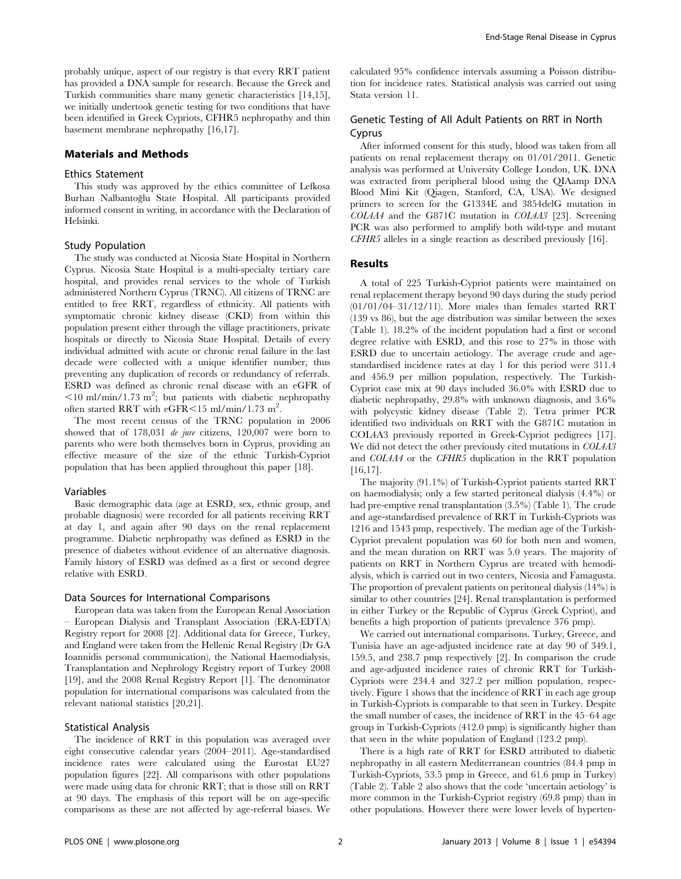probably unique, aspect of our registry is that every RRT patient has provided a DNA sample for research. Because the Greek and Turkish communities share many genetic characteristics [14,15], we initially undertook genetic testing for two conditions that have been identified in Greek Cypriots, CFHR5 nephropathy and thin basement membrane nephropathy [16,17].

## Materials and Methods

### Ethics Statement

This study was approved by the ethics committee of Lefkosa Burhan Nalbantoğlu State Hospital. All participants provided informed consent in writing, in accordance with the Declaration of Helsinki.

### Study Population

The study was conducted at Nicosia State Hospital in Northern Cyprus. Nicosia State Hospital is a multi-specialty tertiary care hospital, and provides renal services to the whole of Turkish administered Northern Cyprus (TRNC). All citizens of TRNC are entitled to free RRT, regardless of ethnicity. All patients with symptomatic chronic kidney disease (CKD) from within this population present either through the village practitioners, private hospitals or directly to Nicosia State Hospital. Details of every individual admitted with acute or chronic renal failure in the last decade were collected with a unique identifier number, thus preventing any duplication of records or redundancy of referrals. ESRD was defined as chronic renal disease with an eGFR of $<10$ ml/min/1.73 m$^2$; but patients with diabetic nephropathy often started RRT with eGFR$<15$ ml/min/1.73 m$^2$.

The most recent census of the TRNC population in 2006 showed that of 178,031 *de jure* citizens, 120,007 were born to parents who were both themselves born in Cyprus, providing an effective measure of the size of the ethnic Turkish-Cypriot population that has been applied throughout this paper [18].

### Variables

Basic demographic data (age at ESRD, sex, ethnic group, and probable diagnosis) were recorded for all patients receiving RRT at day 1, and again after 90 days on the renal replacement programme. Diabetic nephropathy was defined as ESRD in the presence of diabetes without evidence of an alternative diagnosis. Family history of ESRD was defined as a first or second degree relative with ESRD.

### Data Sources for International Comparisons

European data was taken from the European Renal Association – European Dialysis and Transplant Association (ERA-EDTA) Registry report for 2008 [2]. Additional data for Greece, Turkey, and England were taken from the Hellenic Renal Registry (Dr GA Ioannidis personal communication), the National Haemodialysis, Transplantation and Nephrology Registry report of Turkey 2008 [19], and the 2008 Renal Registry Report [1]. The denominator population for international comparisons was calculated from the relevant national statistics [20,21].

### Statistical Analysis

The incidence of RRT in this population was averaged over eight consecutive calendar years (2004–2011). Age-standardised incidence rates were calculated using the Eurostat EU27 population figures [22]. All comparisons with other populations were made using data for chronic RRT; that is those still on RRT at 90 days. The emphasis of this report will be on age-specific comparisons as these are not affected by age-referral biases. We calculated 95% confidence intervals assuming a Poisson distribution for incidence rates. Statistical analysis was carried out using Stata version 11.

### Genetic Testing of All Adult Patients on RRT in North Cyprus

After informed consent for this study, blood was taken from all patients on renal replacement therapy on 01/01/2011. Genetic analysis was performed at University College London, UK. DNA was extracted from peripheral blood using the QIAamp DNA Blood Mini Kit (Qiagen, Stanford, CA, USA). We designed primers to screen for the G1334E and 3854delG mutation in *COL4A4* and the G871C mutation in *COL4A3* [23]. Screening PCR was also performed to amplify both wild-type and mutant *CFHR5* alleles in a single reaction as described previously [16].

## Results

A total of 225 Turkish-Cypriot patients were maintained on renal replacement therapy beyond 90 days during the study period (01/01/04–31/12/11). More males than females started RRT (139 vs 86), but the age distribution was similar between the sexes (Table 1). 18.2% of the incident population had a first or second degree relative with ESRD, and this rose to 27% in those with ESRD due to uncertain aetiology. The average crude and age-standardised incidence rates at day 1 for this period were 311.4 and 456.9 per million population, respectively. The Turkish-Cypriot case mix at 90 days included 36.0% with ESRD due to diabetic nephropathy, 29.8% with unknown diagnosis, and 3.6% with polycystic kidney disease (Table 2). Tetra primer PCR identified two individuals on RRT with the G871C mutation in COL4A3 previously reported in Greek-Cypriot pedigrees [17]. We did not detect the other previously cited mutations in *COL4A3* and *COL4A4* or the *CFHR5* duplication in the RRT population [16,17].

The majority (91.1%) of Turkish-Cypriot patients started RRT on haemodialysis; only a few started peritoneal dialysis (4.4%) or had pre-emptive renal transplantation (3.5%) (Table 1). The crude and age-standardised prevalence of RRT in Turkish-Cypriots was 1216 and 1543 pmp, respectively. The median age of the Turkish-Cypriot prevalent population was 60 for both men and women, and the mean duration on RRT was 5.0 years. The majority of patients on RRT in Northern Cyprus are treated with hemodialysis, which is carried out in two centers, Nicosia and Famagusta. The proportion of prevalent patients on peritoneal dialysis (14%) is similar to other countries [24]. Renal transplantation is performed in either Turkey or the Republic of Cyprus (Greek Cypriot), and benefits a high proportion of patients (prevalence 376 pmp).

We carried out international comparisons. Turkey, Greece, and Tunisia have an age-adjusted incidence rate at day 90 of 349.1, 159.5, and 238.7 pmp respectively [2]. In comparison the crude and age-adjusted incidence rates of chronic RRT for Turkish-Cypriots were 234.4 and 327.2 per million population, respectively. Figure 1 shows that the incidence of RRT in each age group in Turkish-Cypriots is comparable to that seen in Turkey. Despite the small number of cases, the incidence of RRT in the 45–64 age group in Turkish-Cypriots (412.0 pmp) is significantly higher than that seen in the white population of England (123.2 pmp).

There is a high rate of RRT for ESRD attributed to diabetic nephropathy in all eastern Mediterranean countries (84.4 pmp in Turkish-Cypriots, 53.5 pmp in Greece, and 61.6 pmp in Turkey) (Table 2). Table 2 also shows that the code 'uncertain aetiology' is more common in the Turkish-Cypriot registry (69.8 pmp) than in other populations. However there were lower levels of hyperten-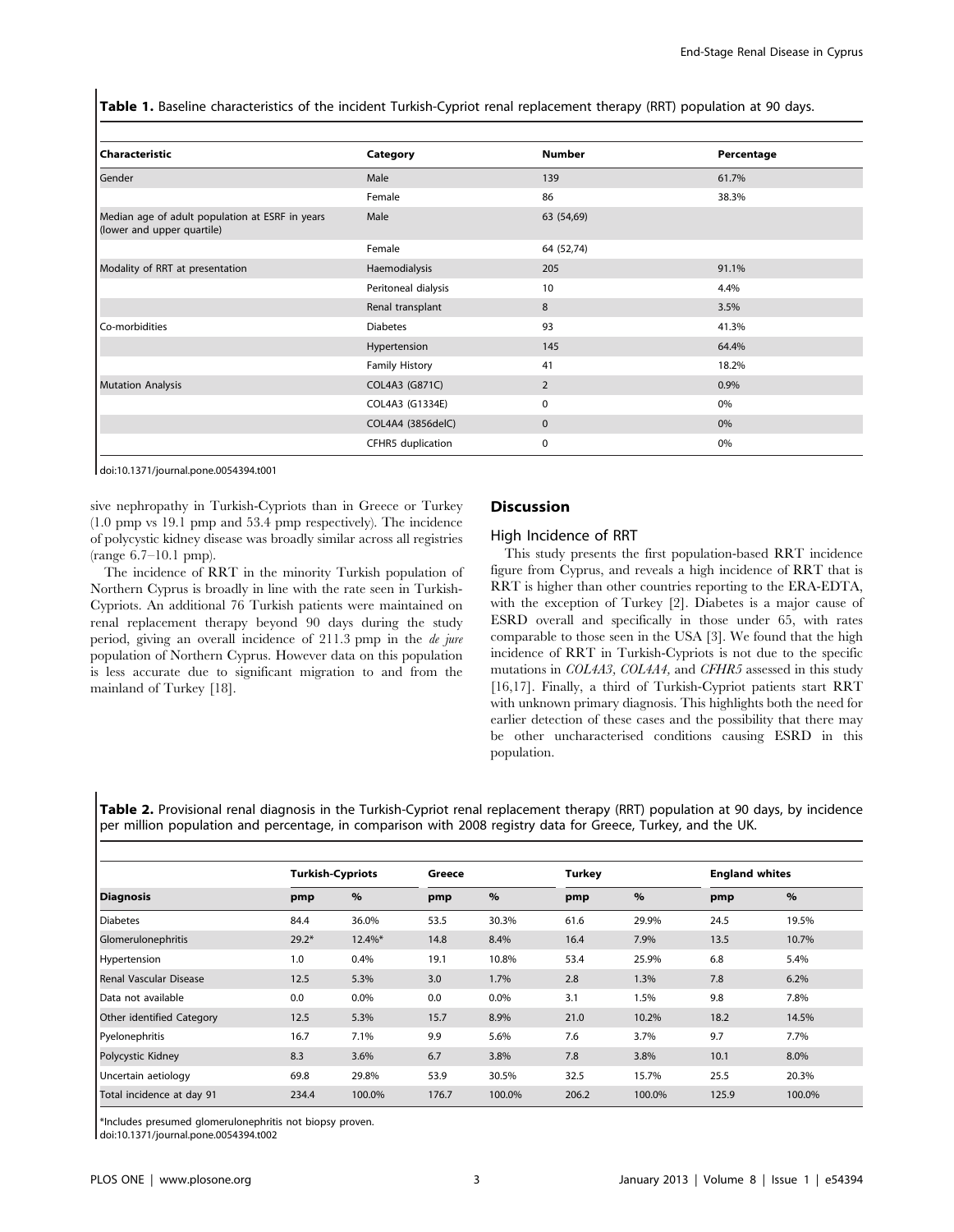**Table 1.** Baseline characteristics of the incident Turkish-Cypriot renal replacement therapy (RRT) population at 90 days.

| Characteristic | Category | Number | Percentage |
|---|---|---|---|
| Gender | Male | 139 | 61.7% |
| | Female | 86 | 38.3% |
| Median age of adult population at ESRF in years (lower and upper quartile) | Male | 63 (54,69) | |
| | Female | 64 (52,74) | |
| Modality of RRT at presentation | Haemodialysis | 205 | 91.1% |
| | Peritoneal dialysis | 10 | 4.4% |
| | Renal transplant | 8 | 3.5% |
| Co-morbidities | Diabetes | 93 | 41.3% |
| | Hypertension | 145 | 64.4% |
| | Family History | 41 | 18.2% |
| Mutation Analysis | COL4A3 (G871C) | 2 | 0.9% |
| | COL4A3 (G1334E) | 0 | 0% |
| | COL4A4 (3856delC) | 0 | 0% |
| | CFHR5 duplication | 0 | 0% |

doi:10.1371/journal.pone.0054394.t001

sive nephropathy in Turkish-Cypriots than in Greece or Turkey (1.0 pmp vs 19.1 pmp and 53.4 pmp respectively). The incidence of polycystic kidney disease was broadly similar across all registries (range 6.7–10.1 pmp).

The incidence of RRT in the minority Turkish population of Northern Cyprus is broadly in line with the rate seen in Turkish-Cypriots. An additional 76 Turkish patients were maintained on renal replacement therapy beyond 90 days during the study period, giving an overall incidence of 211.3 pmp in the *de jure* population of Northern Cyprus. However data on this population is less accurate due to significant migration to and from the mainland of Turkey [18].

## Discussion

### High Incidence of RRT

This study presents the first population-based RRT incidence figure from Cyprus, and reveals a high incidence of RRT that is RRT is higher than other countries reporting to the ERA-EDTA, with the exception of Turkey [2]. Diabetes is a major cause of ESRD overall and specifically in those under 65, with rates comparable to those seen in the USA [3]. We found that the high incidence of RRT in Turkish-Cypriots is not due to the specific mutations in *COL4A3, COL4A4,* and *CFHR5* assessed in this study [16,17]. Finally, a third of Turkish-Cypriot patients start RRT with unknown primary diagnosis. This highlights both the need for earlier detection of these cases and the possibility that there may be other uncharacterised conditions causing ESRD in this population.

**Table 2.** Provisional renal diagnosis in the Turkish-Cypriot renal replacement therapy (RRT) population at 90 days, by incidence per million population and percentage, in comparison with 2008 registry data for Greece, Turkey, and the UK.

| | Turkish-Cypriots | | Greece | | Turkey | | England whites | |
|---|---|---|---|---|---|---|---|---|
| **Diagnosis** | **pmp** | **%** | **pmp** | **%** | **pmp** | **%** | **pmp** | **%** |
| Diabetes | 84.4 | 36.0% | 53.5 | 30.3% | 61.6 | 29.9% | 24.5 | 19.5% |
| Glomerulonephritis | 29.2* | 12.4%* | 14.8 | 8.4% | 16.4 | 7.9% | 13.5 | 10.7% |
| Hypertension | 1.0 | 0.4% | 19.1 | 10.8% | 53.4 | 25.9% | 6.8 | 5.4% |
| Renal Vascular Disease | 12.5 | 5.3% | 3.0 | 1.7% | 2.8 | 1.3% | 7.8 | 6.2% |
| Data not available | 0.0 | 0.0% | 0.0 | 0.0% | 3.1 | 1.5% | 9.8 | 7.8% |
| Other identified Category | 12.5 | 5.3% | 15.7 | 8.9% | 21.0 | 10.2% | 18.2 | 14.5% |
| Pyelonephritis | 16.7 | 7.1% | 9.9 | 5.6% | 7.6 | 3.7% | 9.7 | 7.7% |
| Polycystic Kidney | 8.3 | 3.6% | 6.7 | 3.8% | 7.8 | 3.8% | 10.1 | 8.0% |
| Uncertain aetiology | 69.8 | 29.8% | 53.9 | 30.5% | 32.5 | 15.7% | 25.5 | 20.3% |
| Total incidence at day 91 | 234.4 | 100.0% | 176.7 | 100.0% | 206.2 | 100.0% | 125.9 | 100.0% |

*Includes presumed glomerulonephritis not biopsy proven.
doi:10.1371/journal.pone.0054394.t002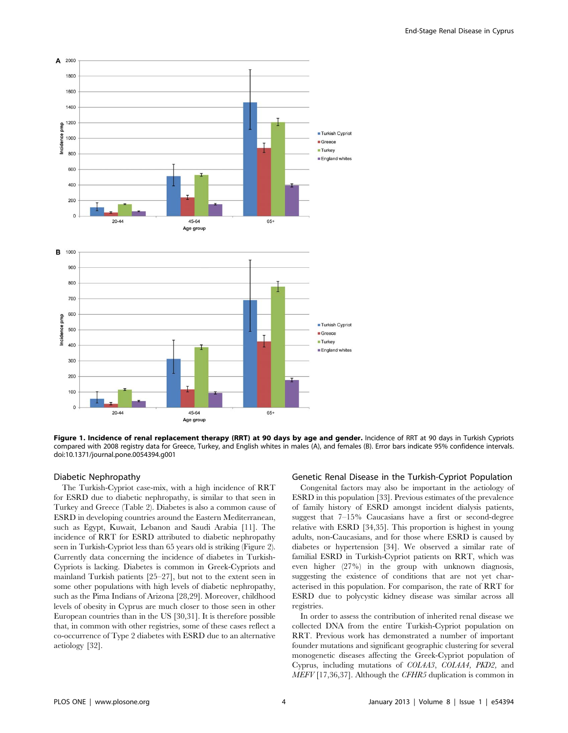**Figure 1. Incidence of renal replacement therapy (RRT) at 90 days by age and gender.** Incidence of RRT at 90 days in Turkish Cypriots compared with 2008 registry data for Greece, Turkey, and English whites in males (A), and females (B). Error bars indicate 95% confidence intervals. doi:10.1371/journal.pone.0054394.g001

## Diabetic Nephropathy

The Turkish-Cypriot case-mix, with a high incidence of RRT for ESRD due to diabetic nephropathy, is similar to that seen in Turkey and Greece (Table 2). Diabetes is also a common cause of ESRD in developing countries around the Eastern Mediterranean, such as Egypt, Kuwait, Lebanon and Saudi Arabia [11]. The incidence of RRT for ESRD attributed to diabetic nephropathy seen in Turkish-Cypriot less than 65 years old is striking (Figure 2). Currently data concerning the incidence of diabetes in Turkish-Cypriots is lacking. Diabetes is common in Greek-Cypriots and mainland Turkish patients [25–27], but not to the extent seen in some other populations with high levels of diabetic nephropathy, such as the Pima Indians of Arizona [28,29]. Moreover, childhood levels of obesity in Cyprus are much closer to those seen in other European countries than in the US [30,31]. It is therefore possible that, in common with other registries, some of these cases reflect a co-occurrence of Type 2 diabetes with ESRD due to an alternative aetiology [32].

## Genetic Renal Disease in the Turkish-Cypriot Population

Congenital factors may also be important in the aetiology of ESRD in this population [33]. Previous estimates of the prevalence of family history of ESRD amongst incident dialysis patients, suggest that 7–15% Caucasians have a first or second-degree relative with ESRD [34,35]. This proportion is highest in young adults, non-Caucasians, and for those where ESRD is caused by diabetes or hypertension [34]. We observed a similar rate of familial ESRD in Turkish-Cypriot patients on RRT, which was even higher (27%) in the group with unknown diagnosis, suggesting the existence of conditions that are not yet characterised in this population. For comparison, the rate of RRT for ESRD due to polycystic kidney disease was similar across all registries.

In order to assess the contribution of inherited renal disease we collected DNA from the entire Turkish-Cypriot population on RRT. Previous work has demonstrated a number of important founder mutations and significant geographic clustering for several monogenetic diseases affecting the Greek-Cypriot population of Cyprus, including mutations of *COL4A3*, *COL4A4*, *PKD2*, and *MEFV* [17,36,37]. Although the *CFHR5* duplication is common in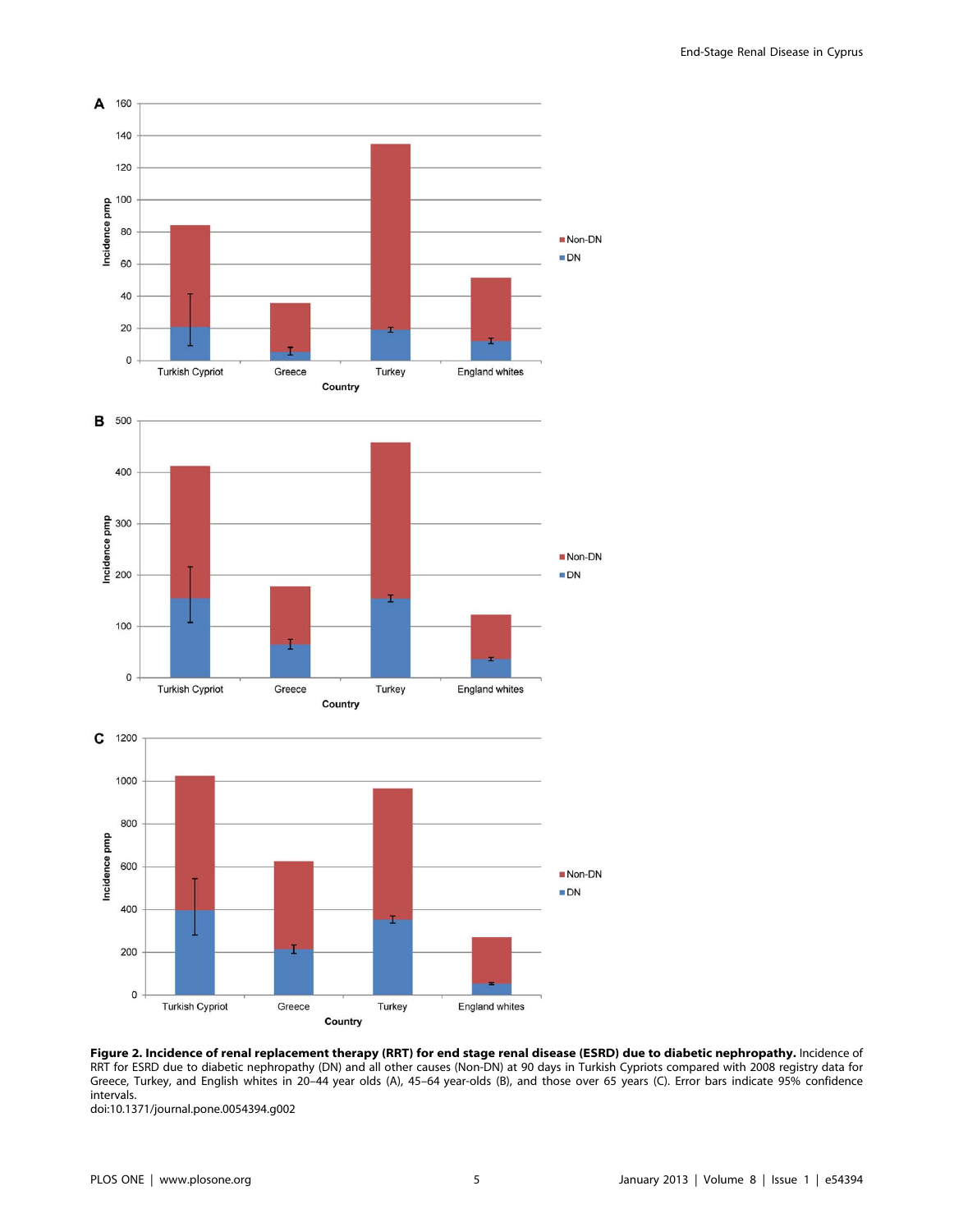**Figure 2. Incidence of renal replacement therapy (RRT) for end stage renal disease (ESRD) due to diabetic nephropathy.** Incidence of RRT for ESRD due to diabetic nephropathy (DN) and all other causes (Non-DN) at 90 days in Turkish Cypriots compared with 2008 registry data for Greece, Turkey, and English whites in 20–44 year olds (A), 45–64 year-olds (B), and those over 65 years (C). Error bars indicate 95% confidence intervals.
doi:10.1371/journal.pone.0054394.g002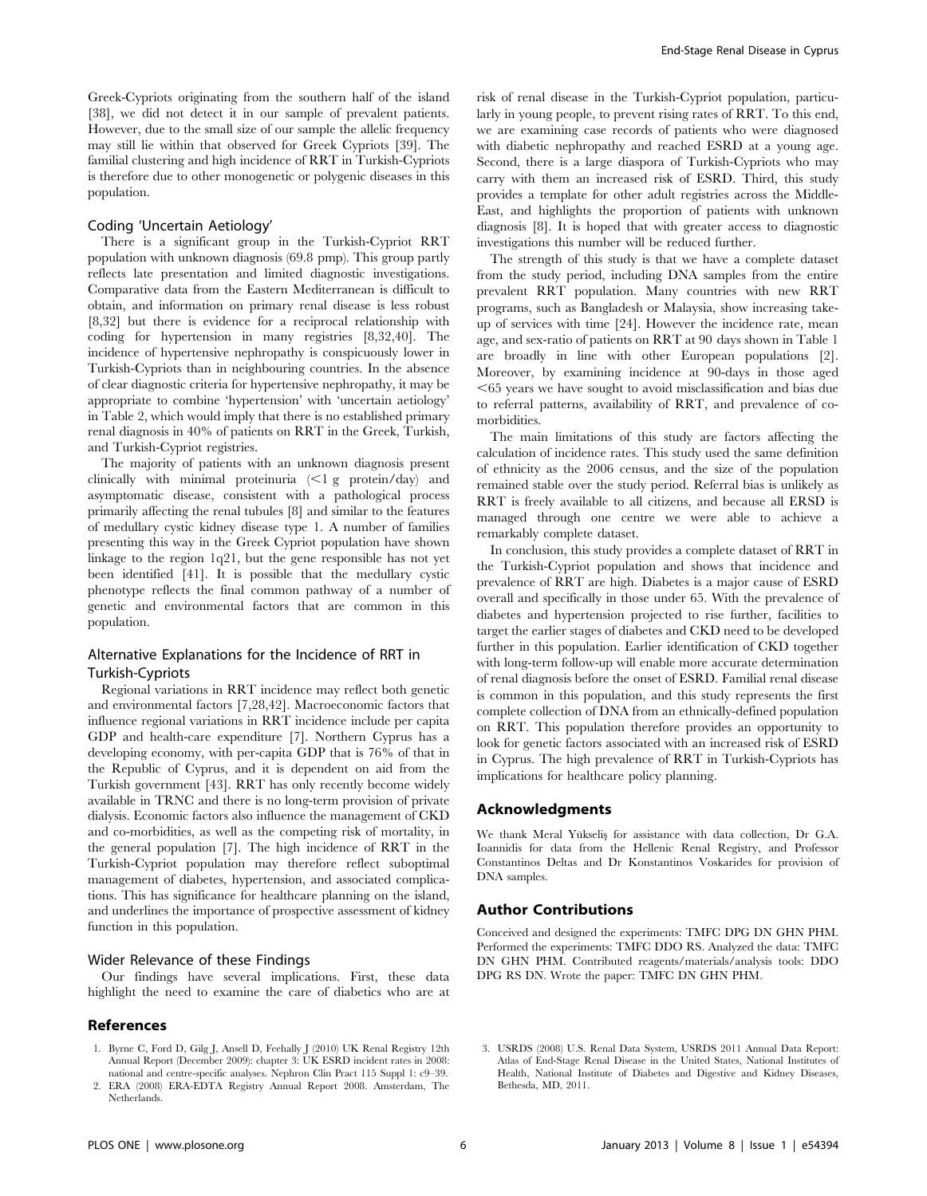Greek-Cypriots originating from the southern half of the island [38], we did not detect it in our sample of prevalent patients. However, due to the small size of our sample the allelic frequency may still lie within that observed for Greek Cypriots [39]. The familial clustering and high incidence of RRT in Turkish-Cypriots is therefore due to other monogenetic or polygenic diseases in this population.

### Coding 'Uncertain Aetiology'

There is a significant group in the Turkish-Cypriot RRT population with unknown diagnosis (69.8 pmp). This group partly reflects late presentation and limited diagnostic investigations. Comparative data from the Eastern Mediterranean is difficult to obtain, and information on primary renal disease is less robust [8,32] but there is evidence for a reciprocal relationship with coding for hypertension in many registries [8,32,40]. The incidence of hypertensive nephropathy is conspicuously lower in Turkish-Cypriots than in neighbouring countries. In the absence of clear diagnostic criteria for hypertensive nephropathy, it may be appropriate to combine 'hypertension' with 'uncertain aetiology' in Table 2, which would imply that there is no established primary renal diagnosis in 40% of patients on RRT in the Greek, Turkish, and Turkish-Cypriot registries.

The majority of patients with an unknown diagnosis present clinically with minimal proteinuria (<1 g protein/day) and asymptomatic disease, consistent with a pathological process primarily affecting the renal tubules [8] and similar to the features of medullary cystic kidney disease type 1. A number of families presenting this way in the Greek Cypriot population have shown linkage to the region 1q21, but the gene responsible has not yet been identified [41]. It is possible that the medullary cystic phenotype reflects the final common pathway of a number of genetic and environmental factors that are common in this population.

### Alternative Explanations for the Incidence of RRT in Turkish-Cypriots

Regional variations in RRT incidence may reflect both genetic and environmental factors [7,28,42]. Macroeconomic factors that influence regional variations in RRT incidence include per capita GDP and health-care expenditure [7]. Northern Cyprus has a developing economy, with per-capita GDP that is 76% of that in the Republic of Cyprus, and it is dependent on aid from the Turkish government [43]. RRT has only recently become widely available in TRNC and there is no long-term provision of private dialysis. Economic factors also influence the management of CKD and co-morbidities, as well as the competing risk of mortality, in the general population [7]. The high incidence of RRT in the Turkish-Cypriot population may therefore reflect suboptimal management of diabetes, hypertension, and associated complications. This has significance for healthcare planning on the island, and underlines the importance of prospective assessment of kidney function in this population.

### Wider Relevance of these Findings

Our findings have several implications. First, these data highlight the need to examine the care of diabetics who are at risk of renal disease in the Turkish-Cypriot population, particularly in young people, to prevent rising rates of RRT. To this end, we are examining case records of patients who were diagnosed with diabetic nephropathy and reached ESRD at a young age. Second, there is a large diaspora of Turkish-Cypriots who may carry with them an increased risk of ESRD. Third, this study provides a template for other adult registries across the Middle-East, and highlights the proportion of patients with unknown diagnosis [8]. It is hoped that with greater access to diagnostic investigations this number will be reduced further.

The strength of this study is that we have a complete dataset from the study period, including DNA samples from the entire prevalent RRT population. Many countries with new RRT programs, such as Bangladesh or Malaysia, show increasing take-up of services with time [24]. However the incidence rate, mean age, and sex-ratio of patients on RRT at 90 days shown in Table 1 are broadly in line with other European populations [2]. Moreover, by examining incidence at 90-days in those aged <65 years we have sought to avoid misclassification and bias due to referral patterns, availability of RRT, and prevalence of co-morbidities.

The main limitations of this study are factors affecting the calculation of incidence rates. This study used the same definition of ethnicity as the 2006 census, and the size of the population remained stable over the study period. Referral bias is unlikely as RRT is freely available to all citizens, and because all ERSD is managed through one centre we were able to achieve a remarkably complete dataset.

In conclusion, this study provides a complete dataset of RRT in the Turkish-Cypriot population and shows that incidence and prevalence of RRT are high. Diabetes is a major cause of ESRD overall and specifically in those under 65. With the prevalence of diabetes and hypertension projected to rise further, facilities to target the earlier stages of diabetes and CKD need to be developed further in this population. Earlier identification of CKD together with long-term follow-up will enable more accurate determination of renal diagnosis before the onset of ESRD. Familial renal disease is common in this population, and this study represents the first complete collection of DNA from an ethnically-defined population on RRT. This population therefore provides an opportunity to look for genetic factors associated with an increased risk of ESRD in Cyprus. The high prevalence of RRT in Turkish-Cypriots has implications for healthcare policy planning.

## Acknowledgments

We thank Meral Yükseliş for assistance with data collection, Dr G.A. Ioannidis for data from the Hellenic Renal Registry, and Professor Constantinos Deltas and Dr Konstantinos Voskarides for provision of DNA samples.

## Author Contributions

Conceived and designed the experiments: TMFC DPG DN GHN PHM. Performed the experiments: TMFC DDO RS. Analyzed the data: TMFC DN GHN PHM. Contributed reagents/materials/analysis tools: DDO DPG RS DN. Wrote the paper: TMFC DN GHN PHM.

## References

1. Byrne C, Ford D, Gilg J, Ansell D, Feehally J (2010) UK Renal Registry 12th Annual Report (December 2009): chapter 3: UK ESRD incident rates in 2008: national and centre-specific analyses. Nephron Clin Pract 115 Suppl 1: c9–39.
2. ERA (2008) ERA-EDTA Registry Annual Report 2008. Amsterdam, The Netherlands.
3. USRDS (2008) U.S. Renal Data System, USRDS 2011 Annual Data Report: Atlas of End-Stage Renal Disease in the United States, National Institutes of Health, National Institute of Diabetes and Digestive and Kidney Diseases, Bethesda, MD, 2011.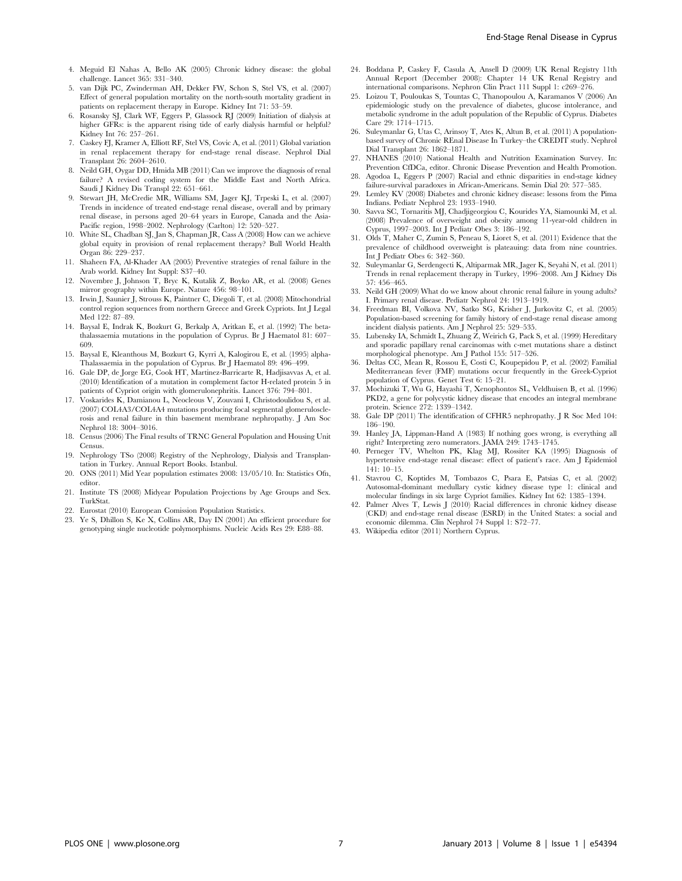4. Meguid El Nahas A, Bello AK (2005) Chronic kidney disease: the global challenge. Lancet 365: 331–340.
5. van Dijk PC, Zwinderman AH, Dekker FW, Schon S, Stel VS, et al. (2007) Effect of general population mortality on the north-south mortality gradient in patients on replacement therapy in Europe. Kidney Int 71: 53–59.
6. Rosansky SJ, Clark WF, Eggers P, Glassock RJ (2009) Initiation of dialysis at higher GFRs: is the apparent rising tide of early dialysis harmful or helpful? Kidney Int 76: 257–261.
7. Caskey FJ, Kramer A, Elliott RF, Stel VS, Covic A, et al. (2011) Global variation in renal replacement therapy for end-stage renal disease. Nephrol Dial Transplant 26: 2604–2610.
8. Neild GH, Oygar DD, Hmida MB (2011) Can we improve the diagnosis of renal failure? A revised coding system for the Middle East and North Africa. Saudi J Kidney Dis Transpl 22: 651–661.
9. Stewart JH, McCredie MR, Williams SM, Jager KJ, Trpeski L, et al. (2007) Trends in incidence of treated end-stage renal disease, overall and by primary renal disease, in persons aged 20–64 years in Europe, Canada and the Asia-Pacific region, 1998–2002. Nephrology (Carlton) 12: 520–527.
10. White SL, Chadban SJ, Jan S, Chapman JR, Cass A (2008) How can we achieve global equity in provision of renal replacement therapy? Bull World Health Organ 86: 229–237.
11. Shaheen FA, Al-Khader AA (2005) Preventive strategies of renal failure in the Arab world. Kidney Int Suppl: S37–40.
12. Novembre J, Johnson T, Bryc K, Kutalik Z, Boyko AR, et al. (2008) Genes mirror geography within Europe. Nature 456: 98–101.
13. Irwin J, Saunier J, Strouss K, Paintner C, Diegoli T, et al. (2008) Mitochondrial control region sequences from northern Greece and Greek Cypriots. Int J Legal Med 122: 87–89.
14. Baysal E, Indrak K, Bozkurt G, Berkalp A, Aritkan E, et al. (1992) The beta-thalassaemia mutations in the population of Cyprus. Br J Haematol 81: 607–609.
15. Baysal E, Kleanthous M, Bozkurt G, Kyrri A, Kalogirou E, et al. (1995) alpha-Thalassaemia in the population of Cyprus. Br J Haematol 89: 496–499.
16. Gale DP, de Jorge EG, Cook HT, Martinez-Barricarte R, Hadjisavvas A, et al. (2010) Identification of a mutation in complement factor H-related protein 5 in patients of Cypriot origin with glomerulonephritis. Lancet 376: 794–801.
17. Voskarides K, Damianou L, Neocleous V, Zouvani I, Christodoulidou S, et al. (2007) COL4A3/COL4A4 mutations producing focal segmental glomerulosclerosis and renal failure in thin basement membrane nephropathy. J Am Soc Nephrol 18: 3004–3016.
18. Census (2006) The Final results of TRNC General Population and Housing Unit Census.
19. Nephrology TSo (2008) Registry of the Nephrology, Dialysis and Transplantation in Turkey. Annual Report Books. Istanbul.
20. ONS (2011) Mid Year population estimates 2008: 13/05/10. In: Statistics Ofn, editor.
21. Institute TS (2008) Midyear Population Projections by Age Groups and Sex. TurkStat.
22. Eurostat (2010) European Comission Population Statistics.
23. Ye S, Dhillon S, Ke X, Collins AR, Day IN (2001) An efficient procedure for genotyping single nucleotide polymorphisms. Nucleic Acids Res 29: E88–88.
24. Boddana P, Caskey F, Casula A, Ansell D (2009) UK Renal Registry 11th Annual Report (December 2008): Chapter 14 UK Renal Registry and international comparisons. Nephron Clin Pract 111 Suppl 1: c269–276.
25. Loizou T, Pouloukas S, Tountas C, Thanopoulou A, Karamanos V (2006) An epidemiologic study on the prevalence of diabetes, glucose intolerance, and metabolic syndrome in the adult population of the Republic of Cyprus. Diabetes Care 29: 1714–1715.
26. Suleymanlar G, Utas C, Arinsoy T, Ates K, Altun B, et al. (2011) A population-based survey of Chronic REnal Disease In Turkey–the CREDIT study. Nephrol Dial Transplant 26: 1862–1871.
27. NHANES (2010) National Health and Nutrition Examination Survey. In: Prevention CfDCa, editor. Chronic Disease Prevention and Health Promotion.
28. Agodoa L, Eggers P (2007) Racial and ethnic disparities in end-stage kidney failure-survival paradoxes in African-Americans. Semin Dial 20: 577–585.
29. Lemley KV (2008) Diabetes and chronic kidney disease: lessons from the Pima Indians. Pediatr Nephrol 23: 1933–1940.
30. Savva SC, Tornaritis MJ, Chadjigeorgiou C, Kourides YA, Siamounki M, et al. (2008) Prevalence of overweight and obesity among 11-year-old children in Cyprus, 1997–2003. Int J Pediatr Obes 3: 186–192.
31. Olds T, Maher C, Zumin S, Peneau S, Lioret S, et al. (2011) Evidence that the prevalence of childhood overweight is plateauing: data from nine countries. Int J Pediatr Obes 6: 342–360.
32. Suleymanlar G, Serdengecti K, Altiparmak MR, Jager K, Seyahi N, et al. (2011) Trends in renal replacement therapy in Turkey, 1996–2008. Am J Kidney Dis 57: 456–465.
33. Neild GH (2009) What do we know about chronic renal failure in young adults? I. Primary renal disease. Pediatr Nephrol 24: 1913–1919.
34. Freedman BI, Volkova NV, Satko SG, Krisher J, Jurkovitz C, et al. (2005) Population-based screening for family history of end-stage renal disease among incident dialysis patients. Am J Nephrol 25: 529–535.
35. Lubensky IA, Schmidt L, Zhuang Z, Weirich G, Pack S, et al. (1999) Hereditary and sporadic papillary renal carcinomas with c-met mutations share a distinct morphological phenotype. Am J Pathol 155: 517–526.
36. Deltas CC, Mean R, Rossou E, Costi C, Koupepidou P, et al. (2002) Familial Mediterranean fever (FMF) mutations occur frequently in the Greek-Cypriot population of Cyprus. Genet Test 6: 15–21.
37. Mochizuki T, Wu G, Hayashi T, Xenophontos SL, Veldhuisen B, et al. (1996) PKD2, a gene for polycystic kidney disease that encodes an integral membrane protein. Science 272: 1339–1342.
38. Gale DP (2011) The identification of CFHR5 nephropathy. J R Soc Med 104: 186–190.
39. Hanley JA, Lippman-Hand A (1983) If nothing goes wrong, is everything all right? Interpreting zero numerators. JAMA 249: 1743–1745.
40. Perneger TV, Whelton PK, Klag MJ, Rossiter KA (1995) Diagnosis of hypertensive end-stage renal disease: effect of patient's race. Am J Epidemiol 141: 10–15.
41. Stavrou C, Koptides M, Tombazos C, Psara E, Patsias C, et al. (2002) Autosomal-dominant medullary cystic kidney disease type 1: clinical and molecular findings in six large Cypriot families. Kidney Int 62: 1385–1394.
42. Palmer Alves T, Lewis J (2010) Racial differences in chronic kidney disease (CKD) and end-stage renal disease (ESRD) in the United States: a social and economic dilemma. Clin Nephrol 74 Suppl 1: S72–77.
43. Wikipedia editor (2011) Northern Cyprus.